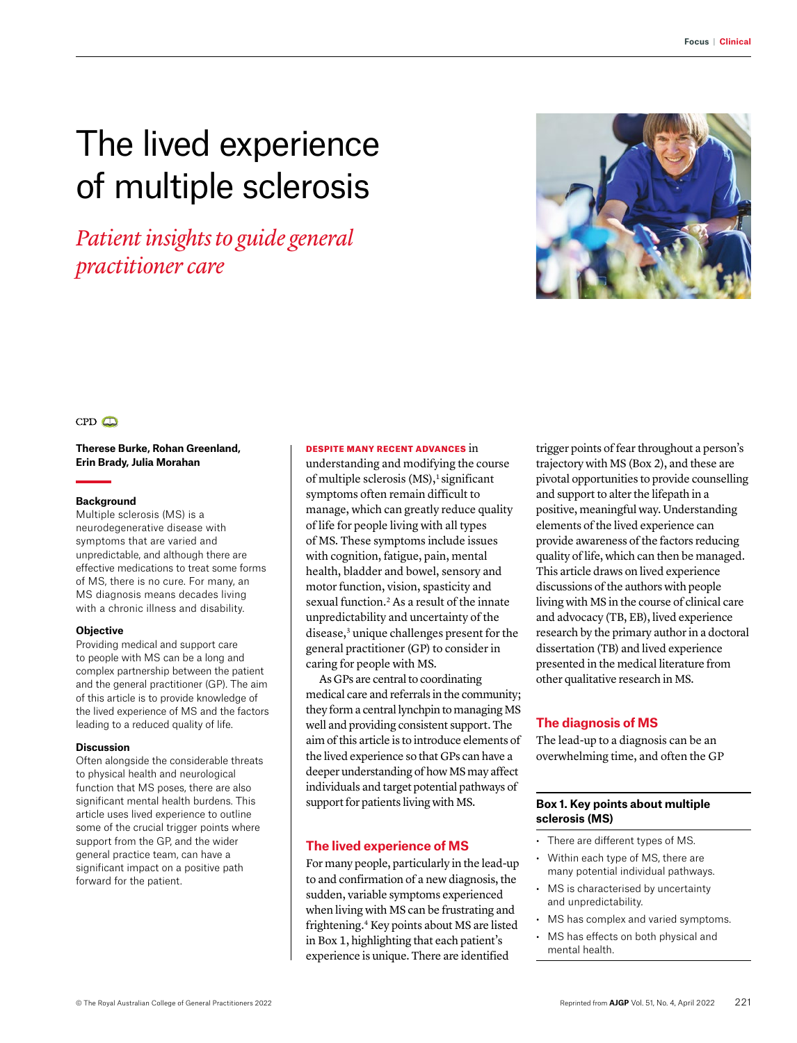# The lived experience of multiple sclerosis

*Patient insights to guide general practitioner care*

CPD

**Therese Burke, Rohan Greenland, Erin Brady, Julia Morahan**

### Background

Multiple sclerosis (MS) is a neurodegenerative disease with symptoms that are varied and unpredictable, and although there are effective medications to treat some forms of MS, there is no cure. For many, an MS diagnosis means decades living with a chronic illness and disability.

### Objective

Providing medical and support care to people with MS can be a long and complex partnership between the patient and the general practitioner (GP). The aim of this article is to provide knowledge of the lived experience of MS and the factors leading to a reduced quality of life.

### Discussion

Often alongside the considerable threats to physical health and neurological function that MS poses, there are also significant mental health burdens. This article uses lived experience to outline some of the crucial trigger points where support from the GP, and the wider general practice team, can have a significant impact on a positive path forward for the patient.

**DESPITE MANY RECENT ADVANCES** in understanding and modifying the course of multiple sclerosis (MS),[1] significant symptoms often remain difficult to manage, which can greatly reduce quality of life for people living with all types of MS. These symptoms include issues with cognition, fatigue, pain, mental health, bladder and bowel, sensory and motor function, vision, spasticity and sexual function.[2] As a result of the innate unpredictability and uncertainty of the disease,[3] unique challenges present for the general practitioner (GP) to consider in caring for people with MS.

As GPs are central to coordinating medical care and referrals in the community; they form a central lynchpin to managing MS well and providing consistent support. The aim of this article is to introduce elements of the lived experience so that GPs can have a deeper understanding of how MS may affect individuals and target potential pathways of support for patients living with MS.

## The lived experience of MS

For many people, particularly in the lead-up to and confirmation of a new diagnosis, the sudden, variable symptoms experienced when living with MS can be frustrating and frightening.[4] Key points about MS are listed in Box 1, highlighting that each patient's experience is unique. There are identified trigger points of fear throughout a person's trajectory with MS (Box 2), and these are pivotal opportunities to provide counselling and support to alter the lifepath in a positive, meaningful way. Understanding elements of the lived experience can provide awareness of the factors reducing quality of life, which can then be managed. This article draws on lived experience discussions of the authors with people living with MS in the course of clinical care and advocacy (TB, EB), lived experience research by the primary author in a doctoral dissertation (TB) and lived experience presented in the medical literature from other qualitative research in MS.

## The diagnosis of MS

The lead-up to a diagnosis can be an overwhelming time, and often the GP

**Box 1. Key points about multiple sclerosis (MS)**

- There are different types of MS.
- Within each type of MS, there are many potential individual pathways.
- MS is characterised by uncertainty and unpredictability.
- MS has complex and varied symptoms.
- MS has effects on both physical and mental health.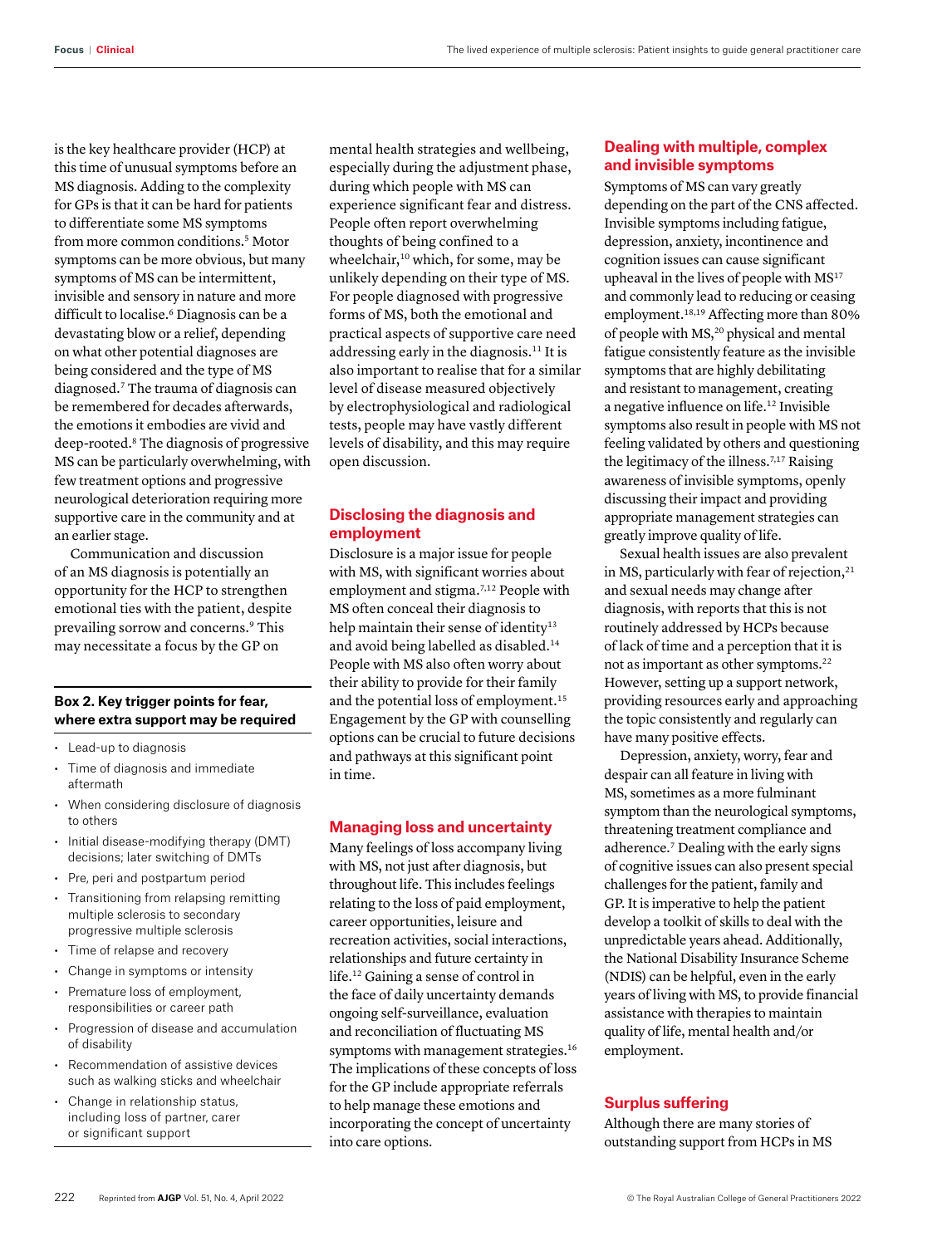is the key healthcare provider (HCP) at this time of unusual symptoms before an MS diagnosis. Adding to the complexity for GPs is that it can be hard for patients to differentiate some MS symptoms from more common conditions.[5] Motor symptoms can be more obvious, but many symptoms of MS can be intermittent, invisible and sensory in nature and more difficult to localise.[6] Diagnosis can be a devastating blow or a relief, depending on what other potential diagnoses are being considered and the type of MS diagnosed.[7] The trauma of diagnosis can be remembered for decades afterwards, the emotions it embodies are vivid and deep-rooted.[8] The diagnosis of progressive MS can be particularly overwhelming, with few treatment options and progressive neurological deterioration requiring more supportive care in the community and at an earlier stage.

Communication and discussion of an MS diagnosis is potentially an opportunity for the HCP to strengthen emotional ties with the patient, despite prevailing sorrow and concerns.[9] This may necessitate a focus by the GP on mental health strategies and wellbeing, especially during the adjustment phase, during which people with MS can experience significant fear and distress. People often report overwhelming thoughts of being confined to a wheelchair,[10] which, for some, may be unlikely depending on their type of MS. For people diagnosed with progressive forms of MS, both the emotional and practical aspects of supportive care need addressing early in the diagnosis.[11] It is also important to realise that for a similar level of disease measured objectively by electrophysiological and radiological tests, people may have vastly different levels of disability, and this may require open discussion.

**Box 2. Key trigger points for fear, where extra support may be required**

- Lead-up to diagnosis
- Time of diagnosis and immediate aftermath
- When considering disclosure of diagnosis to others
- Initial disease-modifying therapy (DMT) decisions; later switching of DMTs
- Pre, peri and postpartum period
- Transitioning from relapsing remitting multiple sclerosis to secondary progressive multiple sclerosis
- Time of relapse and recovery
- Change in symptoms or intensity
- Premature loss of employment, responsibilities or career path
- Progression of disease and accumulation of disability
- Recommendation of assistive devices such as walking sticks and wheelchair
- Change in relationship status, including loss of partner, carer or significant support

## Disclosing the diagnosis and employment

Disclosure is a major issue for people with MS, with significant worries about employment and stigma.[7,12] People with MS often conceal their diagnosis to help maintain their sense of identity[13] and avoid being labelled as disabled.[14] People with MS also often worry about their ability to provide for their family and the potential loss of employment.[15] Engagement by the GP with counselling options can be crucial to future decisions and pathways at this significant point in time.

## Managing loss and uncertainty

Many feelings of loss accompany living with MS, not just after diagnosis, but throughout life. This includes feelings relating to the loss of paid employment, career opportunities, leisure and recreation activities, social interactions, relationships and future certainty in life.[12] Gaining a sense of control in the face of daily uncertainty demands ongoing self-surveillance, evaluation and reconciliation of fluctuating MS symptoms with management strategies.[16] The implications of these concepts of loss for the GP include appropriate referrals to help manage these emotions and incorporating the concept of uncertainty into care options.

## Dealing with multiple, complex and invisible symptoms

Symptoms of MS can vary greatly depending on the part of the CNS affected. Invisible symptoms including fatigue, depression, anxiety, incontinence and cognition issues can cause significant upheaval in the lives of people with MS[17] and commonly lead to reducing or ceasing employment.[18,19] Affecting more than 80% of people with MS,[20] physical and mental fatigue consistently feature as the invisible symptoms that are highly debilitating and resistant to management, creating a negative influence on life.[12] Invisible symptoms also result in people with MS not feeling validated by others and questioning the legitimacy of the illness.[7,17] Raising awareness of invisible symptoms, openly discussing their impact and providing appropriate management strategies can greatly improve quality of life.

Sexual health issues are also prevalent in MS, particularly with fear of rejection,[21] and sexual needs may change after diagnosis, with reports that this is not routinely addressed by HCPs because of lack of time and a perception that it is not as important as other symptoms.[22] However, setting up a support network, providing resources early and approaching the topic consistently and regularly can have many positive effects.

Depression, anxiety, worry, fear and despair can all feature in living with MS, sometimes as a more fulminant symptom than the neurological symptoms, threatening treatment compliance and adherence.[7] Dealing with the early signs of cognitive issues can also present special challenges for the patient, family and GP. It is imperative to help the patient develop a toolkit of skills to deal with the unpredictable years ahead. Additionally, the National Disability Insurance Scheme (NDIS) can be helpful, even in the early years of living with MS, to provide financial assistance with therapies to maintain quality of life, mental health and/or employment.

## Surplus suffering

Although there are many stories of outstanding support from HCPs in MS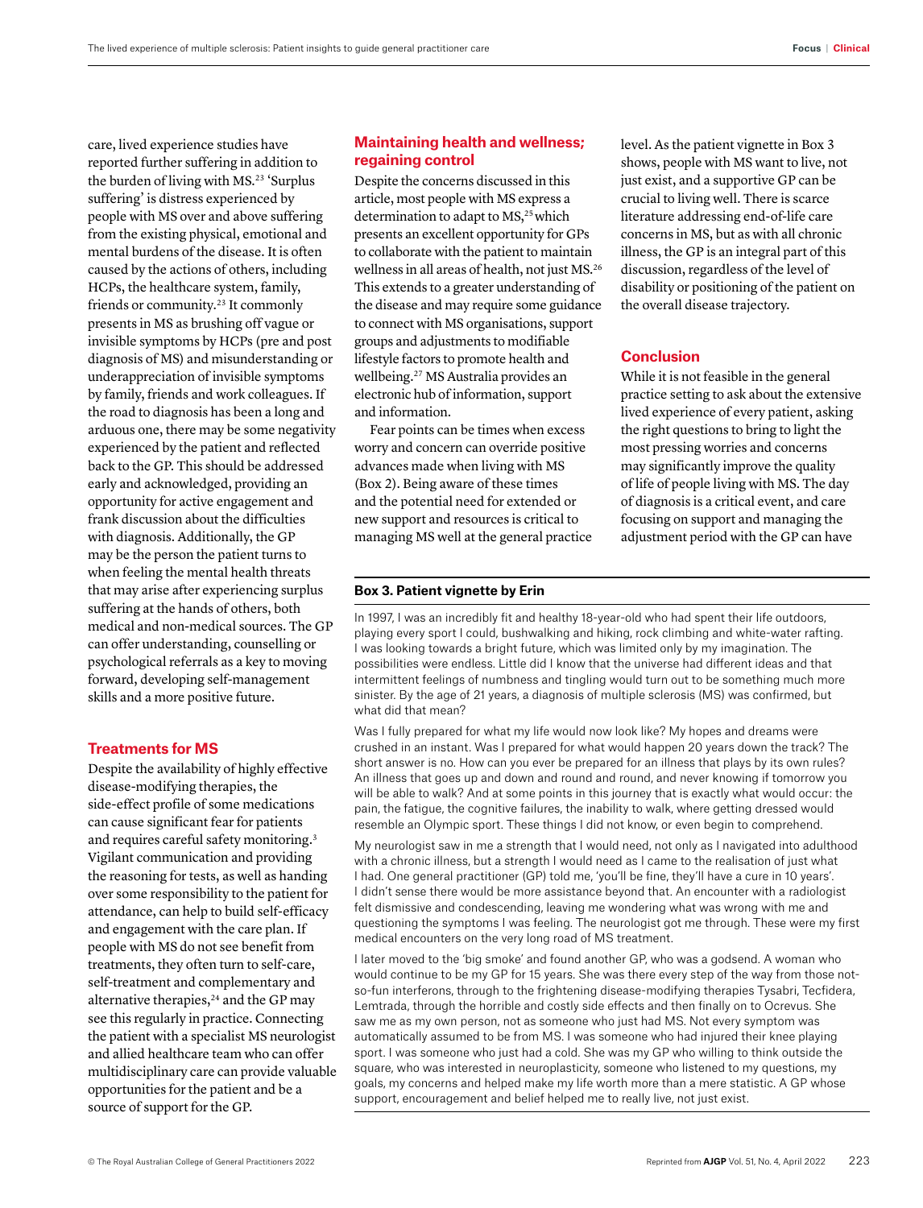care, lived experience studies have reported further suffering in addition to the burden of living with MS.[23] 'Surplus suffering' is distress experienced by people with MS over and above suffering from the existing physical, emotional and mental burdens of the disease. It is often caused by the actions of others, including HCPs, the healthcare system, family, friends or community.[23] It commonly presents in MS as brushing off vague or invisible symptoms by HCPs (pre and post diagnosis of MS) and misunderstanding or underappreciation of invisible symptoms by family, friends and work colleagues. If the road to diagnosis has been a long and arduous one, there may be some negativity experienced by the patient and reflected back to the GP. This should be addressed early and acknowledged, providing an opportunity for active engagement and frank discussion about the difficulties with diagnosis. Additionally, the GP may be the person the patient turns to when feeling the mental health threats that may arise after experiencing surplus suffering at the hands of others, both medical and non-medical sources. The GP can offer understanding, counselling or psychological referrals as a key to moving forward, developing self-management skills and a more positive future.

## Treatments for MS

Despite the availability of highly effective disease-modifying therapies, the side-effect profile of some medications can cause significant fear for patients and requires careful safety monitoring.[3] Vigilant communication and providing the reasoning for tests, as well as handing over some responsibility to the patient for attendance, can help to build self-efficacy and engagement with the care plan. If people with MS do not see benefit from treatments, they often turn to self-care, self-treatment and complementary and alternative therapies,[24] and the GP may see this regularly in practice. Connecting the patient with a specialist MS neurologist and allied healthcare team who can offer multidisciplinary care can provide valuable opportunities for the patient and be a source of support for the GP.

## Maintaining health and wellness; regaining control

Despite the concerns discussed in this article, most people with MS express a determination to adapt to MS,[25] which presents an excellent opportunity for GPs to collaborate with the patient to maintain wellness in all areas of health, not just MS.[26] This extends to a greater understanding of the disease and may require some guidance to connect with MS organisations, support groups and adjustments to modifiable lifestyle factors to promote health and wellbeing.[27] MS Australia provides an electronic hub of information, support and information.

Fear points can be times when excess worry and concern can override positive advances made when living with MS (Box 2). Being aware of these times and the potential need for extended or new support and resources is critical to managing MS well at the general practice level. As the patient vignette in Box 3 shows, people with MS want to live, not just exist, and a supportive GP can be crucial to living well. There is scarce literature addressing end-of-life care concerns in MS, but as with all chronic illness, the GP is an integral part of this discussion, regardless of the level of disability or positioning of the patient on the overall disease trajectory.

## Conclusion

While it is not feasible in the general practice setting to ask about the extensive lived experience of every patient, asking the right questions to bring to light the most pressing worries and concerns may significantly improve the quality of life of people living with MS. The day of diagnosis is a critical event, and care focusing on support and managing the adjustment period with the GP can have

**Box 3. Patient vignette by Erin**

In 1997, I was an incredibly fit and healthy 18-year-old who had spent their life outdoors, playing every sport I could, bushwalking and hiking, rock climbing and white-water rafting. I was looking towards a bright future, which was limited only by my imagination. The possibilities were endless. Little did I know that the universe had different ideas and that intermittent feelings of numbness and tingling would turn out to be something much more sinister. By the age of 21 years, a diagnosis of multiple sclerosis (MS) was confirmed, but what did that mean?

Was I fully prepared for what my life would now look like? My hopes and dreams were crushed in an instant. Was I prepared for what would happen 20 years down the track? The short answer is no. How can you ever be prepared for an illness that plays by its own rules? An illness that goes up and down and round and round, and never knowing if tomorrow you will be able to walk? And at some points in this journey that is exactly what would occur: the pain, the fatigue, the cognitive failures, the inability to walk, where getting dressed would resemble an Olympic sport. These things I did not know, or even begin to comprehend.

My neurologist saw in me a strength that I would need, not only as I navigated into adulthood with a chronic illness, but a strength I would need as I came to the realisation of just what I had. One general practitioner (GP) told me, 'you'll be fine, they'll have a cure in 10 years'. I didn't sense there would be more assistance beyond that. An encounter with a radiologist felt dismissive and condescending, leaving me wondering what was wrong with me and questioning the symptoms I was feeling. The neurologist got me through. These were my first medical encounters on the very long road of MS treatment.

I later moved to the 'big smoke' and found another GP, who was a godsend. A woman who would continue to be my GP for 15 years. She was there every step of the way from those not-so-fun interferons, through to the frightening disease-modifying therapies Tysabri, Tecfidera, Lemtrada, through the horrible and costly side effects and then finally on to Ocrevus. She saw me as my own person, not as someone who just had MS. Not every symptom was automatically assumed to be from MS. I was someone who had injured their knee playing sport. I was someone who just had a cold. She was my GP who willing to think outside the square, who was interested in neuroplasticity, someone who listened to my questions, my goals, my concerns and helped make my life worth more than a mere statistic. A GP whose support, encouragement and belief helped me to really live, not just exist.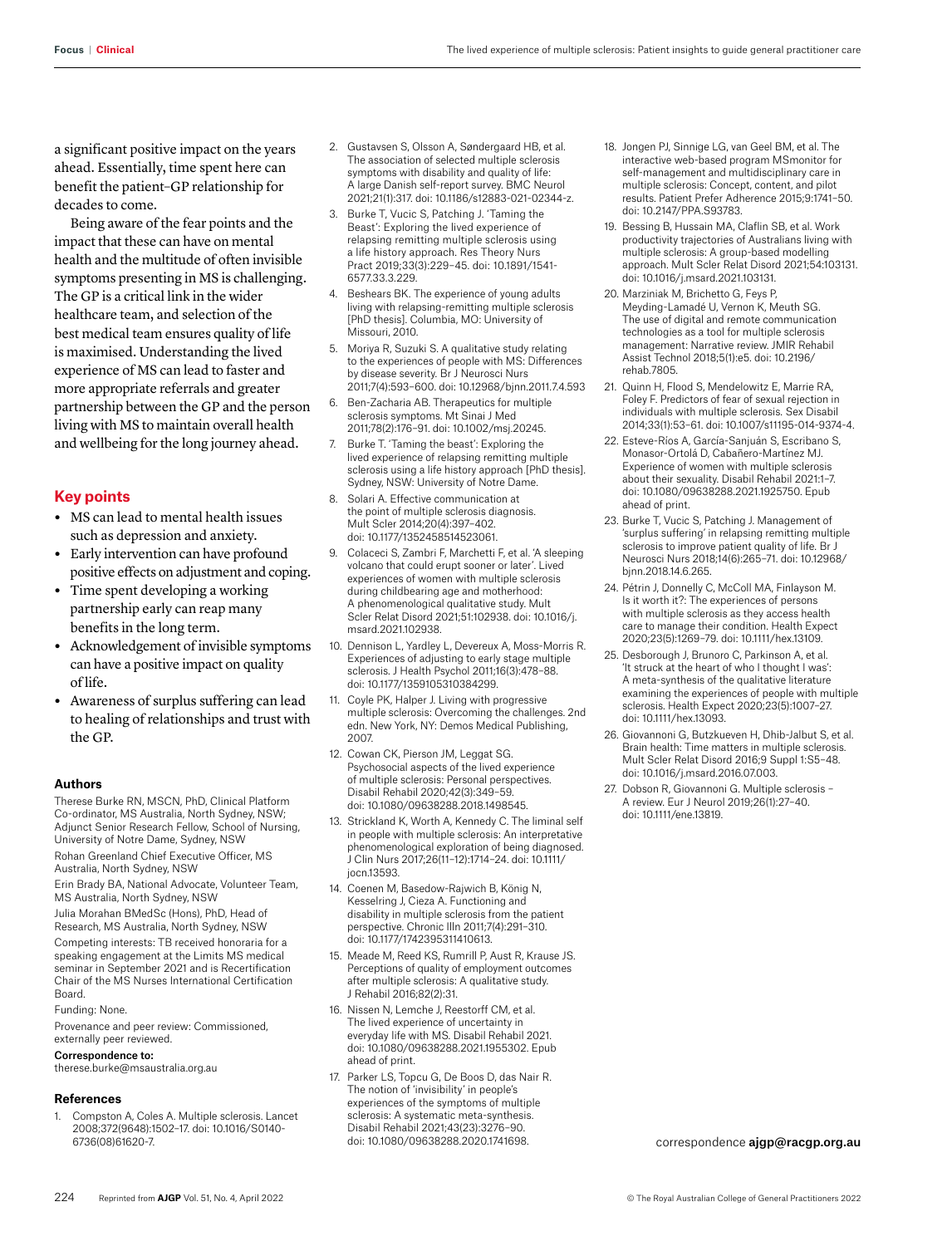a significant positive impact on the years ahead. Essentially, time spent here can benefit the patient–GP relationship for decades to come.

Being aware of the fear points and the impact that these can have on mental health and the multitude of often invisible symptoms presenting in MS is challenging. The GP is a critical link in the wider healthcare team, and selection of the best medical team ensures quality of life is maximised. Understanding the lived experience of MS can lead to faster and more appropriate referrals and greater partnership between the GP and the person living with MS to maintain overall health and wellbeing for the long journey ahead.

## Key points

- MS can lead to mental health issues such as depression and anxiety.
- Early intervention can have profound positive effects on adjustment and coping.
- Time spent developing a working partnership early can reap many benefits in the long term.
- Acknowledgement of invisible symptoms can have a positive impact on quality of life.
- Awareness of surplus suffering can lead to healing of relationships and trust with the GP.

### Authors

Therese Burke RN, MSCN, PhD, Clinical Platform Co-ordinator, MS Australia, North Sydney, NSW; Adjunct Senior Research Fellow, School of Nursing, University of Notre Dame, Sydney, NSW

Rohan Greenland Chief Executive Officer, MS Australia, North Sydney, NSW

Erin Brady BA, National Advocate, Volunteer Team, MS Australia, North Sydney, NSW

Julia Morahan BMedSc (Hons), PhD, Head of Research, MS Australia, North Sydney, NSW

Competing interests: TB received honoraria for a speaking engagement at the Limits MS medical seminar in September 2021 and is Recertification Chair of the MS Nurses International Certification Board.

Funding: None.

Provenance and peer review: Commissioned, externally peer reviewed.

**Correspondence to:**
therese.burke@msaustralia.org.au

### References

1. Compston A, Coles A. Multiple sclerosis. Lancet 2008;372(9648):1502–17. doi: 10.1016/S0140-6736(08)61620-7.
2. Gustavsen S, Olsson A, Søndergaard HB, et al. The association of selected multiple sclerosis symptoms with disability and quality of life: A large Danish self-report survey. BMC Neurol 2021;21(1):317. doi: 10.1186/s12883-021-02344-z.
3. Burke T, Vucic S, Patching J. 'Taming the Beast': Exploring the lived experience of relapsing remitting multiple sclerosis using a life history approach. Res Theory Nurs Pract 2019;33(3):229–45. doi: 10.1891/1541-6577.33.3.229.
4. Beshears BK. The experience of young adults living with relapsing-remitting multiple sclerosis [PhD thesis]. Columbia, MO: University of Missouri, 2010.
5. Moriya R, Suzuki S. A qualitative study relating to the experiences of people with MS: Differences by disease severity. Br J Neurosci Nurs 2011;7(4):593–600. doi: 10.12968/bjnn.2011.7.4.593
6. Ben-Zacharia AB. Therapeutics for multiple sclerosis symptoms. Mt Sinai J Med 2011;78(2):176–91. doi: 10.1002/msj.20245.
7. Burke T. 'Taming the beast': Exploring the lived experience of relapsing remitting multiple sclerosis using a life history approach [PhD thesis]. Sydney, NSW: University of Notre Dame.
8. Solari A. Effective communication at the point of multiple sclerosis diagnosis. Mult Scler 2014;20(4):397–402. doi: 10.1177/1352458514523061.
9. Colaceci S, Zambri F, Marchetti F, et al. 'A sleeping volcano that could erupt sooner or later'. Lived experiences of women with multiple sclerosis during childbearing age and motherhood: A phenomenological qualitative study. Mult Scler Relat Disord 2021;51:102938. doi: 10.1016/j.msard.2021.102938.
10. Dennison L, Yardley L, Devereux A, Moss-Morris R. Experiences of adjusting to early stage multiple sclerosis. J Health Psychol 2011;16(3):478–88. doi: 10.1177/1359105310384299.
11. Coyle PK, Halper J. Living with progressive multiple sclerosis: Overcoming the challenges. 2nd edn. New York, NY: Demos Medical Publishing, 2007.
12. Cowan CK, Pierson JM, Leggat SG. Psychosocial aspects of the lived experience of multiple sclerosis: Personal perspectives. Disabil Rehabil 2020;42(3):349–59. doi: 10.1080/09638288.2018.1498545.
13. Strickland K, Worth A, Kennedy C. The liminal self in people with multiple sclerosis: An interpretative phenomenological exploration of being diagnosed. J Clin Nurs 2017;26(11–12):1714–24. doi: 10.1111/jocn.13593.
14. Coenen M, Basedow-Rajwich B, König N, Kesselring J, Cieza A. Functioning and disability in multiple sclerosis from the patient perspective. Chronic Illn 2011;7(4):291–310. doi: 10.1177/1742395311410613.
15. Meade M, Reed KS, Rumrill P, Aust R, Krause JS. Perceptions of quality of employment outcomes after multiple sclerosis: A qualitative study. J Rehabil 2016;82(2):31.
16. Nissen N, Lemche J, Reestorff CM, et al. The lived experience of uncertainty in everyday life with MS. Disabil Rehabil 2021. doi: 10.1080/09638288.2021.1955302. Epub ahead of print.
17. Parker LS, Topcu G, De Boos D, das Nair R. The notion of 'invisibility' in people's experiences of the symptoms of multiple sclerosis: A systematic meta-synthesis. Disabil Rehabil 2021;43(23):3276–90. doi: 10.1080/09638288.2020.1741698.
18. Jongen PJ, Sinnige LG, van Geel BM, et al. The interactive web-based program MSmonitor for self-management and multidisciplinary care in multiple sclerosis: Concept, content, and pilot results. Patient Prefer Adherence 2015;9:1741–50. doi: 10.2147/PPA.S93783.
19. Bessing B, Hussain MA, Claflin SB, et al. Work productivity trajectories of Australians living with multiple sclerosis: A group-based modelling approach. Mult Scler Relat Disord 2021;54:103131. doi: 10.1016/j.msard.2021.103131.
20. Marziniak M, Brichetto G, Feys P, Meyding-Lamadé U, Vernon K, Meuth SG. The use of digital and remote communication technologies as a tool for multiple sclerosis management: Narrative review. JMIR Rehabil Assist Technol 2018;5(1):e5. doi: 10.2196/rehab.7805.
21. Quinn H, Flood S, Mendelowitz E, Marrie RA, Foley F. Predictors of fear of sexual rejection in individuals with multiple sclerosis. Sex Disabil 2014;33(1):53–61. doi: 10.1007/s11195-014-9374-4.
22. Esteve-Ríos A, García-Sanjuán S, Escribano S, Monasor-Ortolá D, Cabañero-Martínez MJ. Experience of women with multiple sclerosis about their sexuality. Disabil Rehabil 2021:1–7. doi: 10.1080/09638288.2021.1925750. Epub ahead of print.
23. Burke T, Vucic S, Patching J. Management of 'surplus suffering' in relapsing remitting multiple sclerosis to improve patient quality of life. Br J Neurosci Nurs 2018;14(6):265–71. doi: 10.12968/bjnn.2018.14.6.265.
24. Pétrin J, Donnelly C, McColl MA, Finlayson M. Is it worth it?: The experiences of persons with multiple sclerosis as they access health care to manage their condition. Health Expect 2020;23(5):1269–79. doi: 10.1111/hex.13109.
25. Desborough J, Brunoro C, Parkinson A, et al. 'It struck at the heart of who I thought I was': A meta-synthesis of the qualitative literature examining the experiences of people with multiple sclerosis. Health Expect 2020;23(5):1007–27. doi: 10.1111/hex.13093.
26. Giovannoni G, Butzkueven H, Dhib-Jalbut S, et al. Brain health: Time matters in multiple sclerosis. Mult Scler Relat Disord 2016;9 Suppl 1:S5–48. doi: 10.1016/j.msard.2016.07.003.
27. Dobson R, Giovannoni G. Multiple sclerosis – A review. Eur J Neurol 2019;26(1):27–40. doi: 10.1111/ene.13819.

correspondence **ajgp@racgp.org.au**